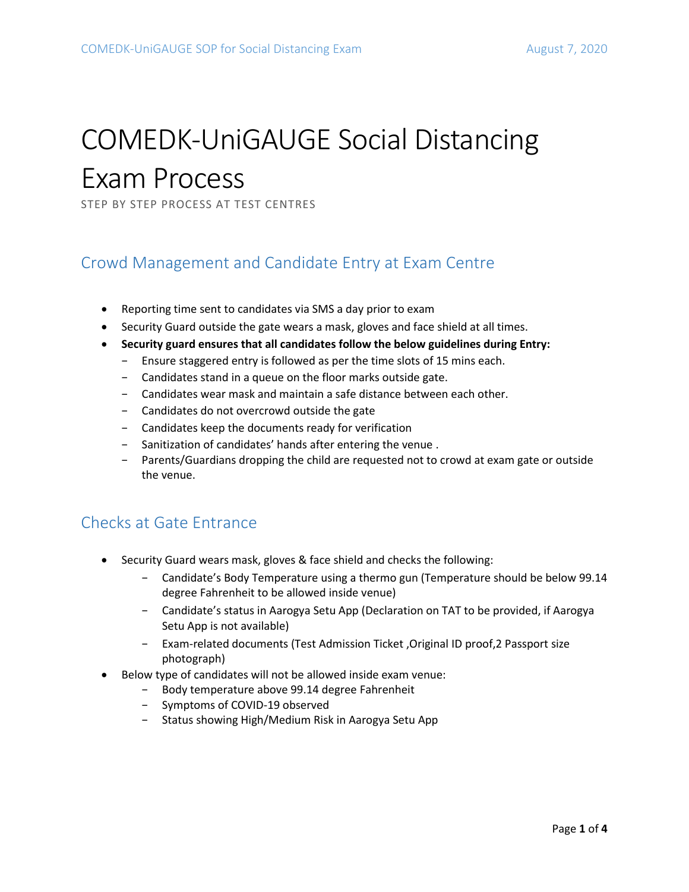# COMEDK-UniGAUGE Social Distancing Exam Process

STEP BY STEP PROCESS AT TEST CENTRES

## Crowd Management and Candidate Entry at Exam Centre

- Reporting time sent to candidates via SMS a day prior to exam
- Security Guard outside the gate wears a mask, gloves and face shield at all times.
- **Security guard ensures that all candidates follow the below guidelines during Entry:**
  - Ensure staggered entry is followed as per the time slots of 15 mins each.
  - Candidates stand in a queue on the floor marks outside gate.
  - Candidates wear mask and maintain a safe distance between each other.
  - Candidates do not overcrowd outside the gate
  - Candidates keep the documents ready for verification
  - Sanitization of candidates' hands after entering the venue .
  - Parents/Guardians dropping the child are requested not to crowd at exam gate or outside the venue.

## Checks at Gate Entrance

- Security Guard wears mask, gloves & face shield and checks the following:
  - Candidate's Body Temperature using a thermo gun (Temperature should be below 99.14 degree Fahrenheit to be allowed inside venue)
  - Candidate's status in Aarogya Setu App (Declaration on TAT to be provided, if Aarogya Setu App is not available)
  - Exam-related documents (Test Admission Ticket ,Original ID proof,2 Passport size photograph)
- Below type of candidates will not be allowed inside exam venue:
  - Body temperature above 99.14 degree Fahrenheit
  - Symptoms of COVID-19 observed
  - Status showing High/Medium Risk in Aarogya Setu App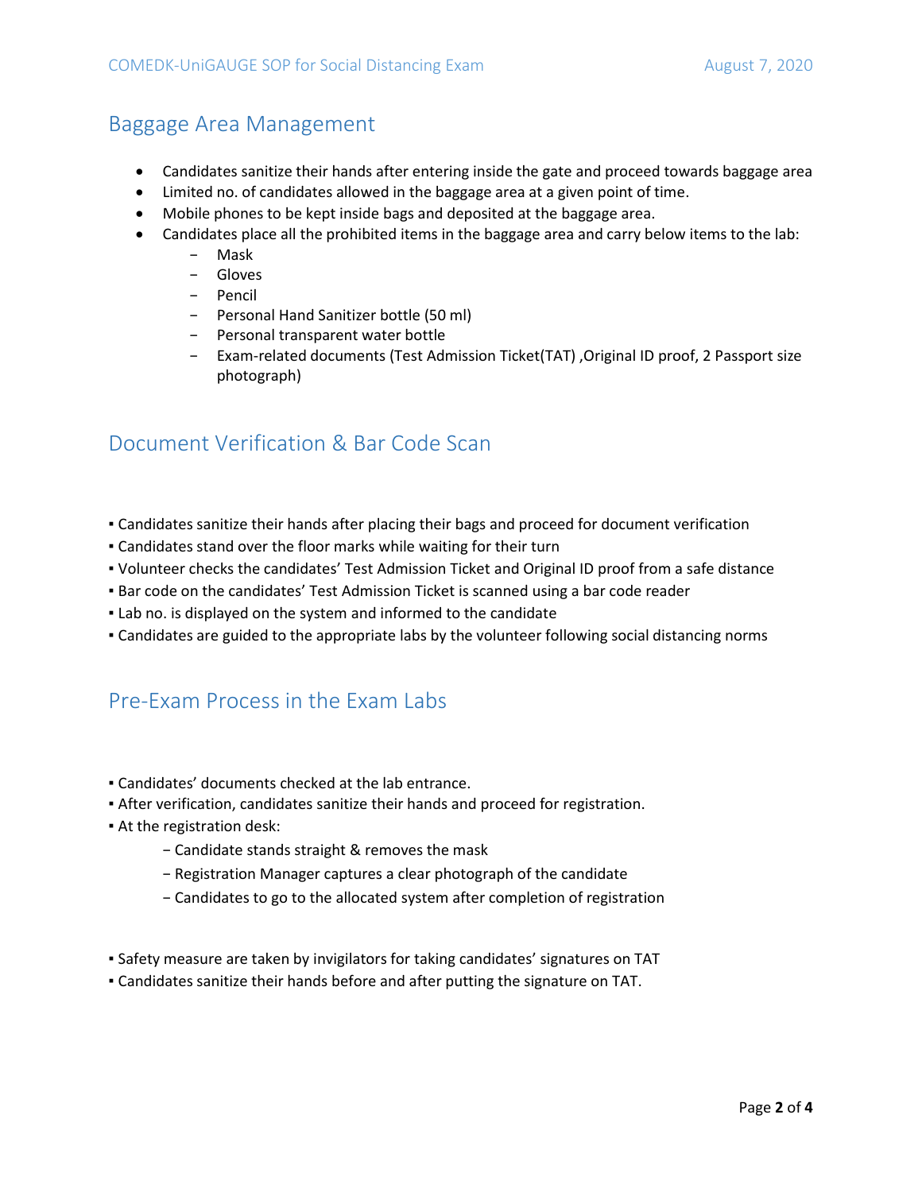## Baggage Area Management

- Candidates sanitize their hands after entering inside the gate and proceed towards baggage area
- Limited no. of candidates allowed in the baggage area at a given point of time.
- Mobile phones to be kept inside bags and deposited at the baggage area.
- Candidates place all the prohibited items in the baggage area and carry below items to the lab:
  - Mask
  - Gloves
  - Pencil
  - Personal Hand Sanitizer bottle (50 ml)
  - Personal transparent water bottle
  - Exam-related documents (Test Admission Ticket(TAT) ,Original ID proof, 2 Passport size photograph)

## Document Verification & Bar Code Scan

- Candidates sanitize their hands after placing their bags and proceed for document verification
- Candidates stand over the floor marks while waiting for their turn
- Volunteer checks the candidates' Test Admission Ticket and Original ID proof from a safe distance
- Bar code on the candidates' Test Admission Ticket is scanned using a bar code reader
- Lab no. is displayed on the system and informed to the candidate
- Candidates are guided to the appropriate labs by the volunteer following social distancing norms

## Pre-Exam Process in the Exam Labs

- Candidates' documents checked at the lab entrance.
- After verification, candidates sanitize their hands and proceed for registration.
- At the registration desk:
  - Candidate stands straight & removes the mask
  - Registration Manager captures a clear photograph of the candidate
  - Candidates to go to the allocated system after completion of registration

- Safety measure are taken by invigilators for taking candidates' signatures on TAT
- Candidates sanitize their hands before and after putting the signature on TAT.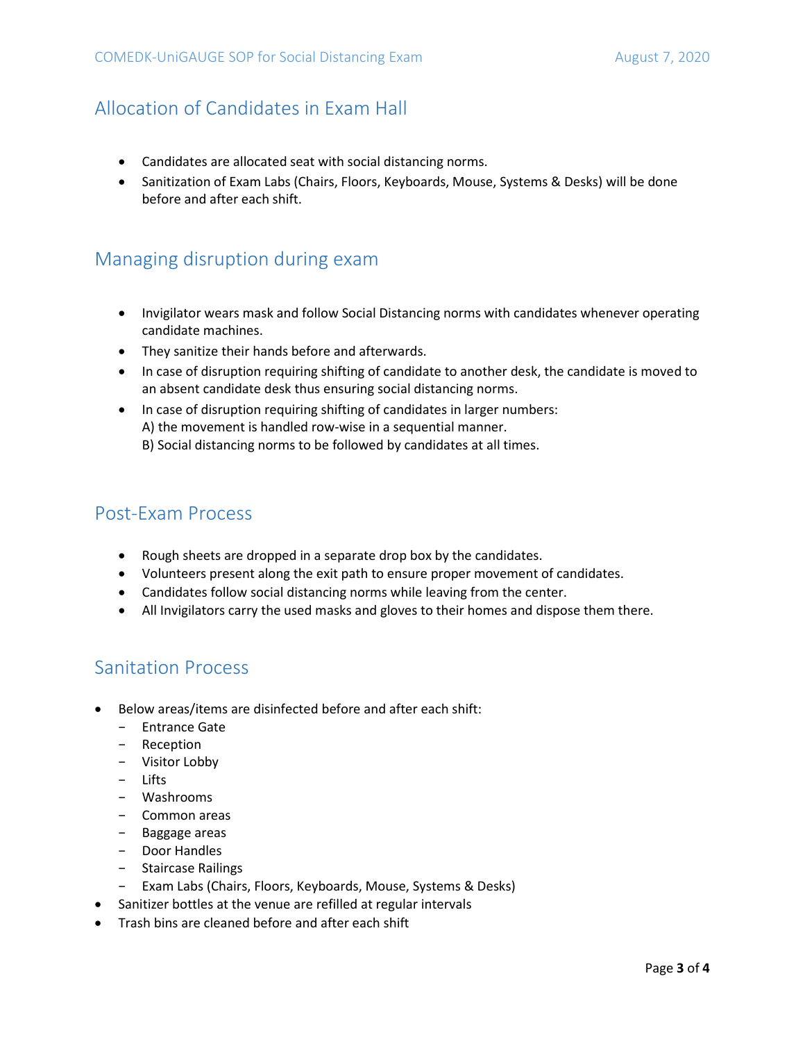## Allocation of Candidates in Exam Hall

- Candidates are allocated seat with social distancing norms.
- Sanitization of Exam Labs (Chairs, Floors, Keyboards, Mouse, Systems & Desks) will be done before and after each shift.

## Managing disruption during exam

- Invigilator wears mask and follow Social Distancing norms with candidates whenever operating candidate machines.
- They sanitize their hands before and afterwards.
- In case of disruption requiring shifting of candidate to another desk, the candidate is moved to an absent candidate desk thus ensuring social distancing norms.
- In case of disruption requiring shifting of candidates in larger numbers:
  A) the movement is handled row-wise in a sequential manner.
  B) Social distancing norms to be followed by candidates at all times.

## Post-Exam Process

- Rough sheets are dropped in a separate drop box by the candidates.
- Volunteers present along the exit path to ensure proper movement of candidates.
- Candidates follow social distancing norms while leaving from the center.
- All Invigilators carry the used masks and gloves to their homes and dispose them there.

## Sanitation Process

- Below areas/items are disinfected before and after each shift:
  - Entrance Gate
  - Reception
  - Visitor Lobby
  - Lifts
  - Washrooms
  - Common areas
  - Baggage areas
  - Door Handles
  - Staircase Railings
  - Exam Labs (Chairs, Floors, Keyboards, Mouse, Systems & Desks)
- Sanitizer bottles at the venue are refilled at regular intervals
- Trash bins are cleaned before and after each shift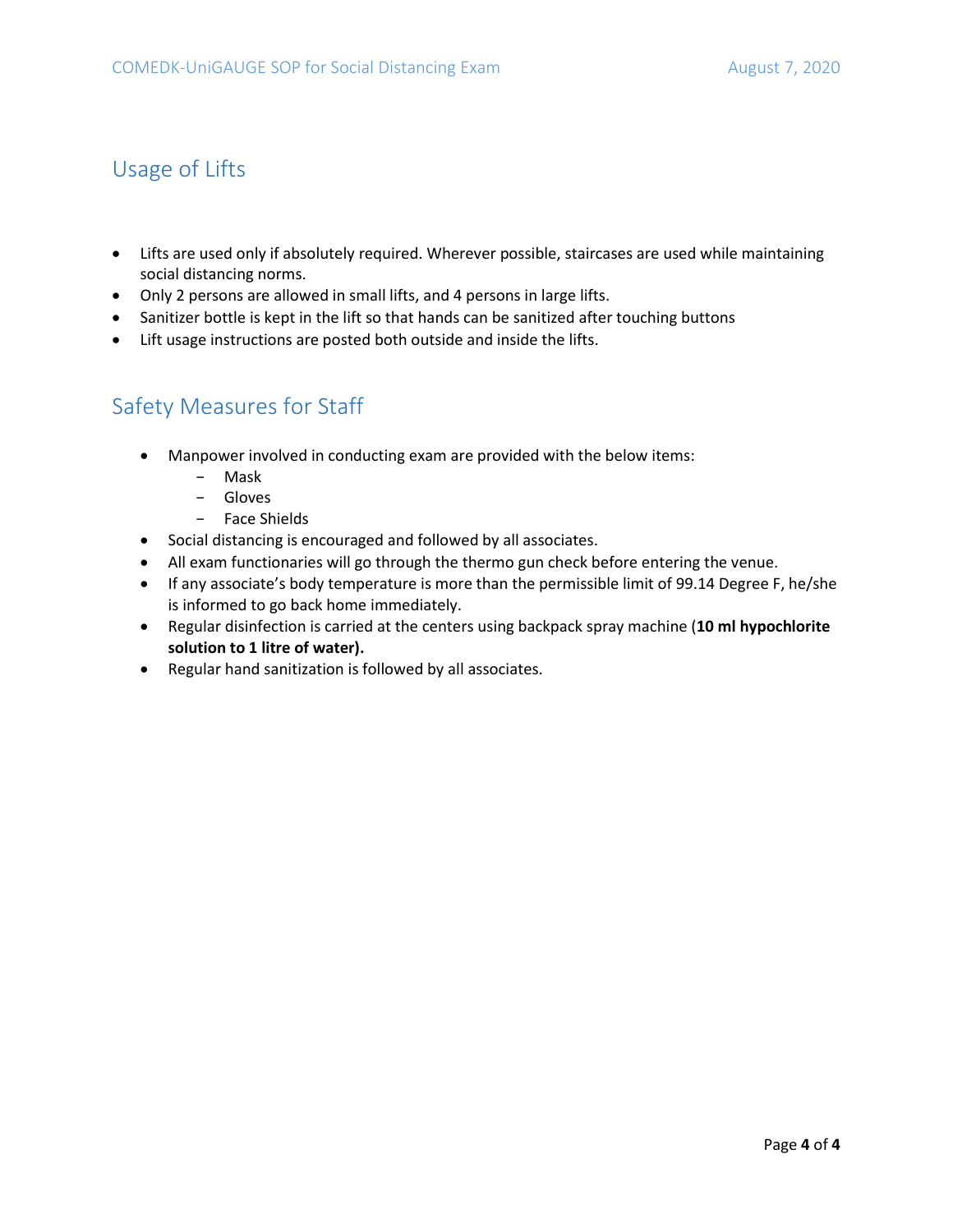## Usage of Lifts

- Lifts are used only if absolutely required. Wherever possible, staircases are used while maintaining social distancing norms.
- Only 2 persons are allowed in small lifts, and 4 persons in large lifts.
- Sanitizer bottle is kept in the lift so that hands can be sanitized after touching buttons
- Lift usage instructions are posted both outside and inside the lifts.

## Safety Measures for Staff

- Manpower involved in conducting exam are provided with the below items:
  - Mask
  - Gloves
  - Face Shields
- Social distancing is encouraged and followed by all associates.
- All exam functionaries will go through the thermo gun check before entering the venue.
- If any associate's body temperature is more than the permissible limit of 99.14 Degree F, he/she is informed to go back home immediately.
- Regular disinfection is carried at the centers using backpack spray machine (**10 ml hypochlorite solution to 1 litre of water).**
- Regular hand sanitization is followed by all associates.